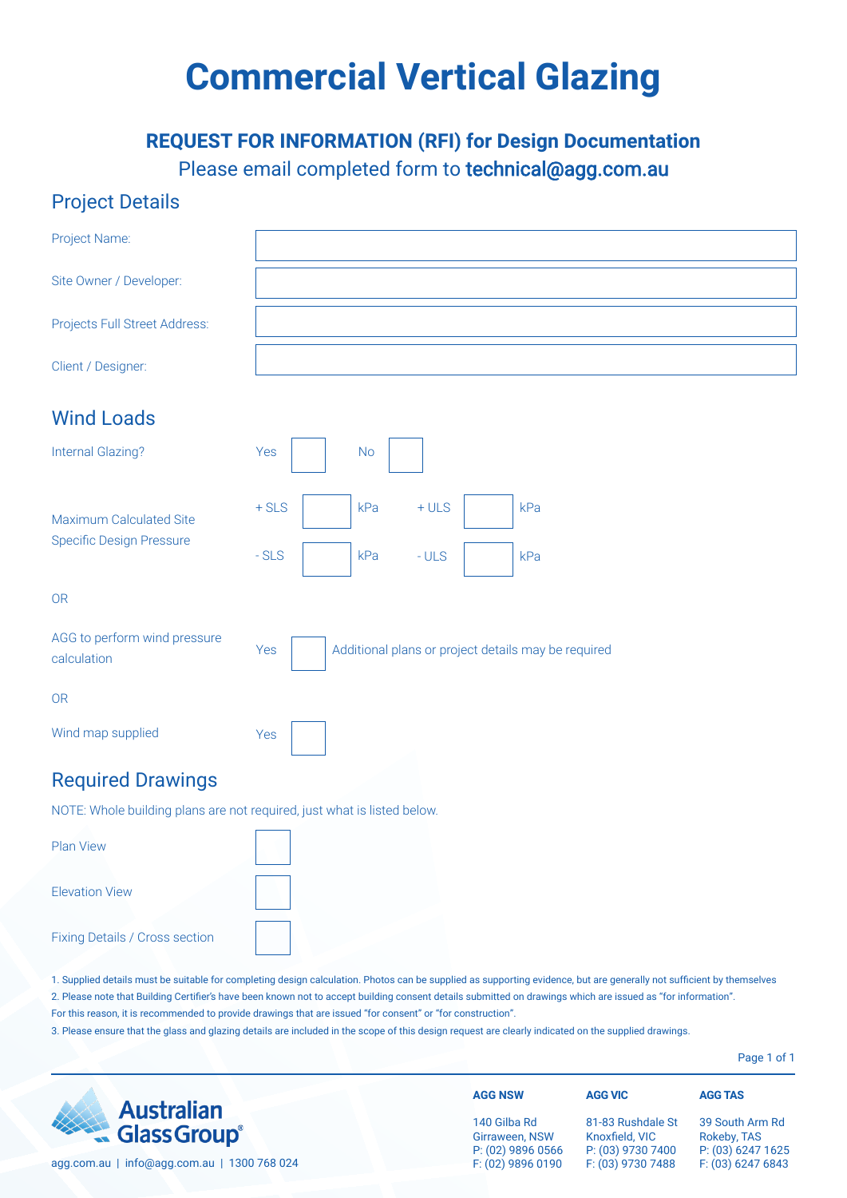# Commercial Vertical Glazing

## REQUEST FOR INFORMATION (RFI) for Design Documentation

Please email completed form to **technical@agg.com.au**

## Project Details

| | |
|---|---|
| Project Name: | |
| Site Owner / Developer: | |
| Projects Full Street Address: | |
| Client / Designer: | |

## Wind Loads

Internal Glazing? Yes ☐ No ☐

Maximum Calculated Site Specific Design Pressure

| | | | | | |
|---|---|---|---|---|---|
| + SLS | | kPa | + ULS | | kPa |
| - SLS | | kPa | - ULS | | kPa |

OR

AGG to perform wind pressure calculation Yes ☐ Additional plans or project details may be required

OR

Wind map supplied Yes ☐

## Required Drawings

NOTE: Whole building plans are not required, just what is listed below.

Plan View ☐

Elevation View ☐

Fixing Details / Cross section ☐

1. Supplied details must be suitable for completing design calculation. Photos can be supplied as supporting evidence, but are generally not sufficient by themselves
2. Please note that Building Certifier's have been known not to accept building consent details submitted on drawings which are issued as "for information". For this reason, it is recommended to provide drawings that are issued "for consent" or "for construction".
3. Please ensure that the glass and glazing details are included in the scope of this design request are clearly indicated on the supplied drawings.

Australian Glass Group®

agg.com.au | info@agg.com.au | 1300 768 024

| AGG NSW | AGG VIC | AGG TAS |
|---|---|---|
| 140 Gilba Rd | 81-83 Rushdale St | 39 South Arm Rd |
| Girraween, NSW | Knoxfield, VIC | Rokeby, TAS |
| P: (02) 9896 0566 | P: (03) 9730 7400 | P: (03) 6247 1625 |
| F: (02) 9896 0190 | F: (03) 9730 7488 | F: (03) 6247 6843 |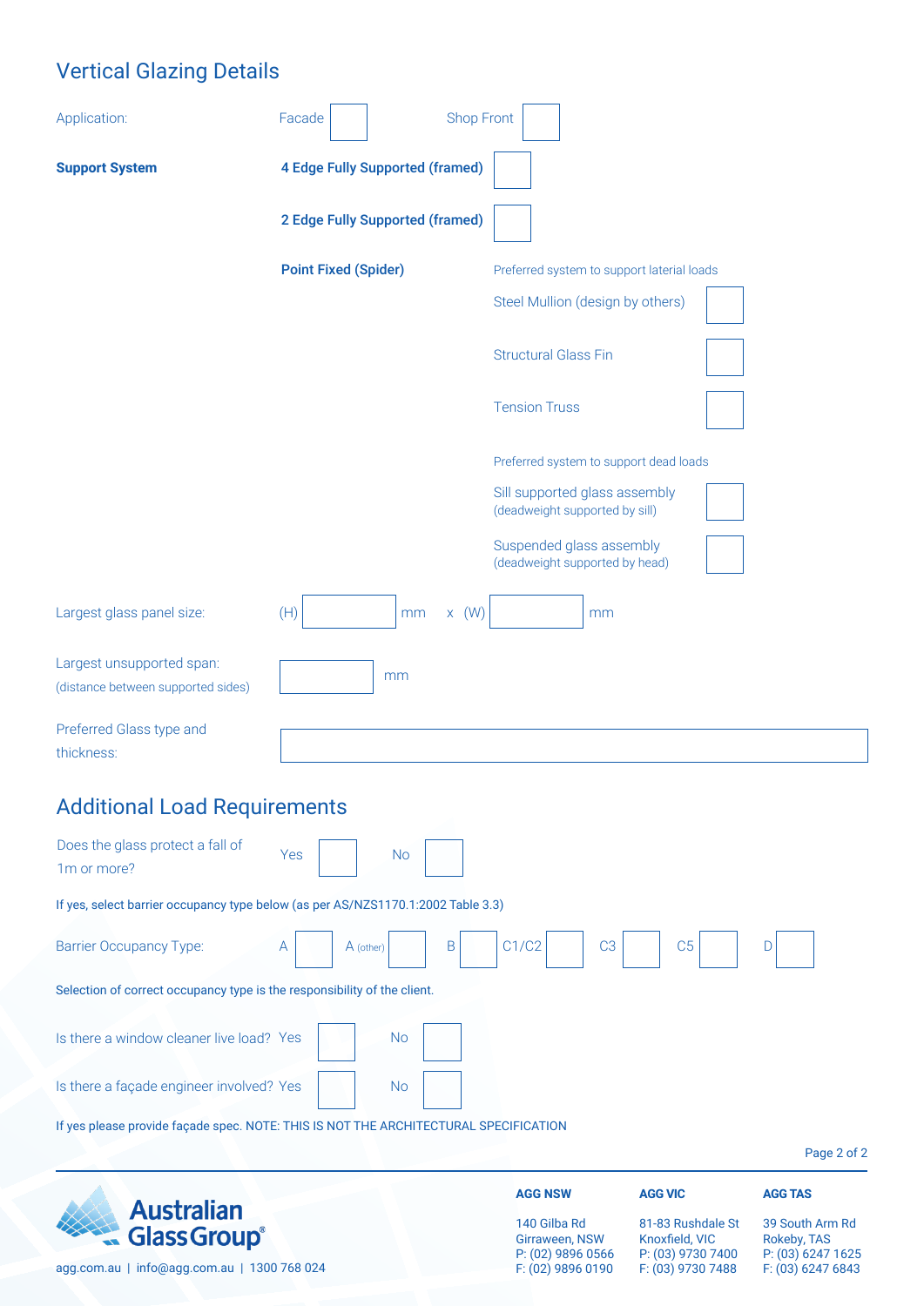## Vertical Glazing Details

Application: Facade ☐ Shop Front ☐

**Support System**

**4 Edge Fully Supported (framed)** ☐

**2 Edge Fully Supported (framed)** ☐

**Point Fixed (Spider)**

Preferred system to support laterial loads

- Steel Mullion (design by others) ☐
- Structural Glass Fin ☐
- Tension Truss ☐

Preferred system to support dead loads

- Sill supported glass assembly (deadweight supported by sill) ☐
- Suspended glass assembly (deadweight supported by head) ☐

Largest glass panel size: (H) ________ mm x (W) ________ mm

Largest unsupported span: (distance between supported sides) ________ mm

Preferred Glass type and thickness: ________________________

## Additional Load Requirements

Does the glass protect a fall of 1m or more? Yes ☐ No ☐

If yes, select barrier occupancy type below (as per AS/NZS1170.1:2002 Table 3.3)

Barrier Occupancy Type: A ☐ A (other) ☐ B ☐ C1/C2 ☐ C3 ☐ C5 ☐ D ☐

Selection of correct occupancy type is the responsibility of the client.

Is there a window cleaner live load? Yes ☐ No ☐

Is there a façade engineer involved? Yes ☐ No ☐

If yes please provide façade spec. NOTE: THIS IS NOT THE ARCHITECTURAL SPECIFICATION

**Australian Glass Group®**

agg.com.au | info@agg.com.au | 1300 768 024

| **AGG NSW** | **AGG VIC** | **AGG TAS** |
|---|---|---|
| 140 Gilba Rd | 81-83 Rushdale St | 39 South Arm Rd |
| Girraween, NSW | Knoxfield, VIC | Rokeby, TAS |
| P: (02) 9896 0566 | P: (03) 9730 7400 | P: (03) 6247 1625 |
| F: (02) 9896 0190 | F: (03) 9730 7488 | F: (03) 6247 6843 |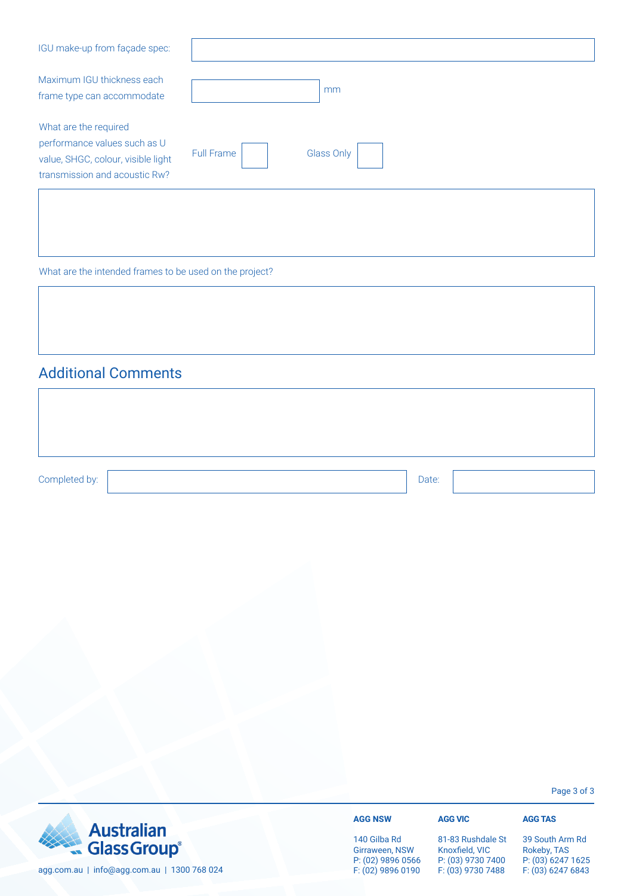IGU make-up from façade spec:

Maximum IGU thickness each frame type can accommodate mm

What are the required performance values such as U value, SHGC, colour, visible light transmission and acoustic Rw?

Full Frame

Glass Only

What are the intended frames to be used on the project?

## Additional Comments

Completed by:

Date:

Australian Glass Group®

agg.com.au | info@agg.com.au | 1300 768 024

**AGG NSW**

140 Gilba Rd
Girraween, NSW
P: (02) 9896 0566
F: (02) 9896 0190

**AGG VIC**

81-83 Rushdale St
Knoxfield, VIC
P: (03) 9730 7400
F: (03) 9730 7488

**AGG TAS**

39 South Arm Rd
Rokeby, TAS
P: (03) 6247 1625
F: (03) 6247 6843